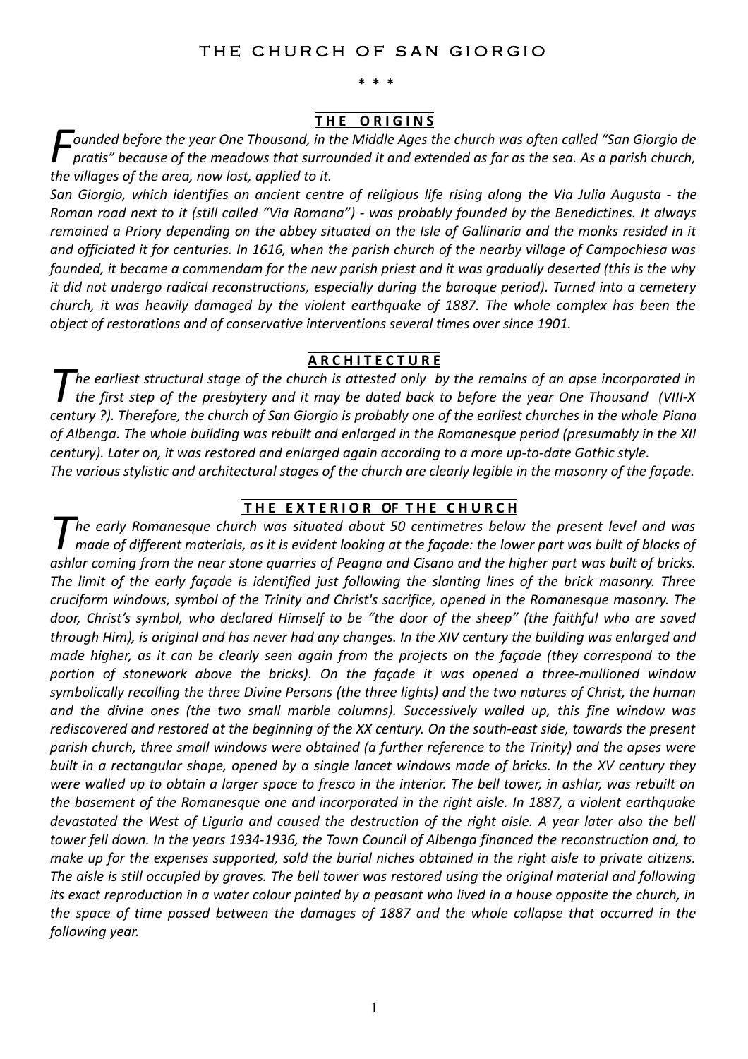# THE CHURCH OF SAN GIORGIO

\* \* \*

## THE ORIGINS

*Founded before the year One Thousand, in the Middle Ages the church was often called "San Giorgio de pratis" because of the meadows that surrounded it and extended as far as the sea. As a parish church, the villages of the area, now lost, applied to it.*

*San Giorgio, which identifies an ancient centre of religious life rising along the Via Julia Augusta - the Roman road next to it (still called "Via Romana") - was probably founded by the Benedictines. It always remained a Priory depending on the abbey situated on the Isle of Gallinaria and the monks resided in it and officiated it for centuries. In 1616, when the parish church of the nearby village of Campochiesa was founded, it became a commendam for the new parish priest and it was gradually deserted (this is the why it did not undergo radical reconstructions, especially during the baroque period). Turned into a cemetery church, it was heavily damaged by the violent earthquake of 1887. The whole complex has been the object of restorations and of conservative interventions several times over since 1901.*

## ARCHITECTURE

*The earliest structural stage of the church is attested only by the remains of an apse incorporated in the first step of the presbytery and it may be dated back to before the year One Thousand (VIII-X century ?). Therefore, the church of San Giorgio is probably one of the earliest churches in the whole Piana of Albenga. The whole building was rebuilt and enlarged in the Romanesque period (presumably in the XII century). Later on, it was restored and enlarged again according to a more up-to-date Gothic style.*

*The various stylistic and architectural stages of the church are clearly legible in the masonry of the façade.*

## THE EXTERIOR OF THE CHURCH

*The early Romanesque church was situated about 50 centimetres below the present level and was made of different materials, as it is evident looking at the façade: the lower part was built of blocks of ashlar coming from the near stone quarries of Peagna and Cisano and the higher part was built of bricks. The limit of the early façade is identified just following the slanting lines of the brick masonry. Three cruciform windows, symbol of the Trinity and Christ's sacrifice, opened in the Romanesque masonry. The door, Christ's symbol, who declared Himself to be "the door of the sheep" (the faithful who are saved through Him), is original and has never had any changes. In the XIV century the building was enlarged and made higher, as it can be clearly seen again from the projects on the façade (they correspond to the portion of stonework above the bricks). On the façade it was opened a three-mullioned window symbolically recalling the three Divine Persons (the three lights) and the two natures of Christ, the human and the divine ones (the two small marble columns). Successively walled up, this fine window was rediscovered and restored at the beginning of the XX century. On the south-east side, towards the present parish church, three small windows were obtained (a further reference to the Trinity) and the apses were built in a rectangular shape, opened by a single lancet windows made of bricks. In the XV century they were walled up to obtain a larger space to fresco in the interior. The bell tower, in ashlar, was rebuilt on the basement of the Romanesque one and incorporated in the right aisle. In 1887, a violent earthquake devastated the West of Liguria and caused the destruction of the right aisle. A year later also the bell tower fell down. In the years 1934-1936, the Town Council of Albenga financed the reconstruction and, to make up for the expenses supported, sold the burial niches obtained in the right aisle to private citizens. The aisle is still occupied by graves. The bell tower was restored using the original material and following its exact reproduction in a water colour painted by a peasant who lived in a house opposite the church, in the space of time passed between the damages of 1887 and the whole collapse that occurred in the following year.*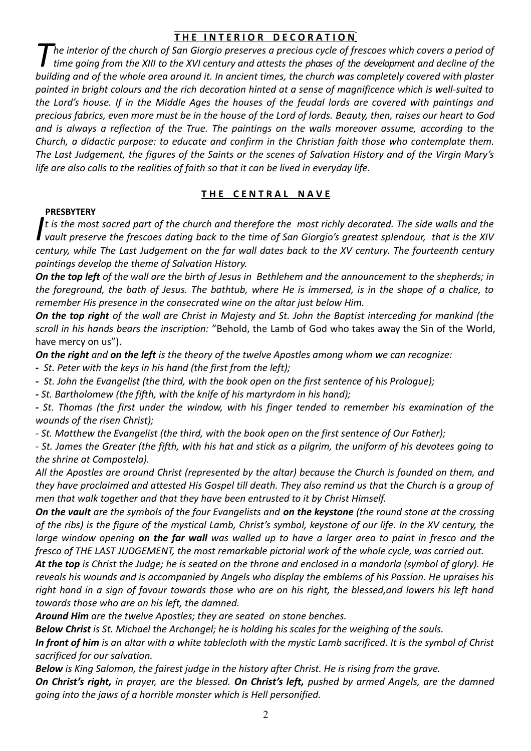## THE INTERIOR DECORATION

*The interior of the church of San Giorgio preserves a precious cycle of frescoes which covers a period of time going from the XIII to the XVI century and attests the phases of the development and decline of the building and of the whole area around it. In ancient times, the church was completely covered with plaster painted in bright colours and the rich decoration hinted at a sense of magnificence which is well-suited to the Lord's house. If in the Middle Ages the houses of the feudal lords are covered with paintings and precious fabrics, even more must be in the house of the Lord of lords. Beauty, then, raises our heart to God and is always a reflection of the True. The paintings on the walls moreover assume, according to the Church, a didactic purpose: to educate and confirm in the Christian faith those who contemplate them. The Last Judgement, the figures of the Saints or the scenes of Salvation History and of the Virgin Mary's life are also calls to the realities of faith so that it can be lived in everyday life.*

## THE CENTRAL NAVE

### PRESBYTERY

*It is the most sacred part of the church and therefore the most richly decorated. The side walls and the vault preserve the frescoes dating back to the time of San Giorgio's greatest splendour, that is the XIV century, while The Last Judgement on the far wall dates back to the XV century. The fourteenth century paintings develop the theme of Salvation History.*

***On the top left*** *of the wall are the birth of Jesus in Bethlehem and the announcement to the shepherds; in the foreground, the bath of Jesus. The bathtub, where He is immersed, is in the shape of a chalice, to remember His presence in the consecrated wine on the altar just below Him.*

***On the top right*** *of the wall are Christ in Majesty and St. John the Baptist interceding for mankind (the scroll in his hands bears the inscription:* "Behold, the Lamb of God who takes away the Sin of the World, have mercy on us").

***On the right*** *and* ***on the left*** *is the theory of the twelve Apostles among whom we can recognize:*

- *St. Peter with the keys in his hand (the first from the left);*
- *St. John the Evangelist (the third, with the book open on the first sentence of his Prologue);*
- *St. Bartholomew (the fifth, with the knife of his martyrdom in his hand);*
- *St. Thomas (the first under the window, with his finger tended to remember his examination of the wounds of the risen Christ);*
- *St. Matthew the Evangelist (the third, with the book open on the first sentence of Our Father);*
- *St. James the Greater (the fifth, with his hat and stick as a pilgrim, the uniform of his devotees going to the shrine at Compostela).*

*All the Apostles are around Christ (represented by the altar) because the Church is founded on them, and they have proclaimed and attested His Gospel till death. They also remind us that the Church is a group of men that walk together and that they have been entrusted to it by Christ Himself.*

***On the vault*** *are the symbols of the four Evangelists and* ***on the keystone*** *(the round stone at the crossing of the ribs) is the figure of the mystical Lamb, Christ's symbol, keystone of our life. In the XV century, the large window opening* ***on the far wall*** *was walled up to have a larger area to paint in fresco and the fresco of THE LAST JUDGEMENT, the most remarkable pictorial work of the whole cycle, was carried out.*

***At the top*** *is Christ the Judge; he is seated on the throne and enclosed in a mandorla (symbol of glory). He reveals his wounds and is accompanied by Angels who display the emblems of his Passion. He upraises his right hand in a sign of favour towards those who are on his right, the blessed,and lowers his left hand towards those who are on his left, the damned.*

***Around Him*** *are the twelve Apostles; they are seated on stone benches.*

***Below Christ*** *is St. Michael the Archangel; he is holding his scales for the weighing of the souls.*

***In front of him*** *is an altar with a white tablecloth with the mystic Lamb sacrificed. It is the symbol of Christ sacrificed for our salvation.*

***Below*** *is King Salomon, the fairest judge in the history after Christ. He is rising from the grave.*

***On Christ's right,*** *in prayer, are the blessed.* ***On Christ's left,*** *pushed by armed Angels, are the damned going into the jaws of a horrible monster which is Hell personified.*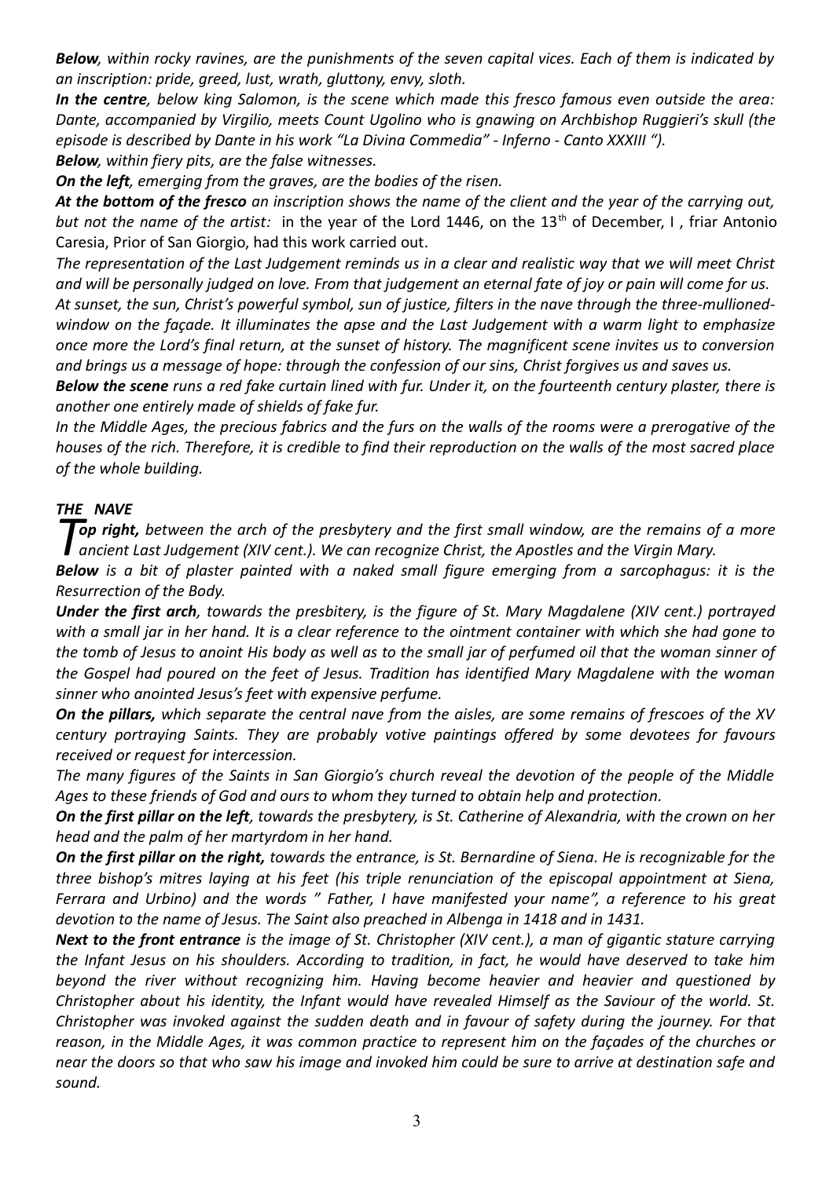***Below**, within rocky ravines, are the punishments of the seven capital vices. Each of them is indicated by an inscription: pride, greed, lust, wrath, gluttony, envy, sloth.*

***In the centre**, below king Salomon, is the scene which made this fresco famous even outside the area: Dante, accompanied by Virgilio, meets Count Ugolino who is gnawing on Archbishop Ruggieri's skull (the episode is described by Dante in his work "La Divina Commedia" - Inferno - Canto XXXIII ").*

***Below**, within fiery pits, are the false witnesses.*

***On the left**, emerging from the graves, are the bodies of the risen.*

***At the bottom of the fresco** an inscription shows the name of the client and the year of the carrying out, but not the name of the artist:* in the year of the Lord 1446, on the 13th of December, I , friar Antonio Caresia, Prior of San Giorgio, had this work carried out.

*The representation of the Last Judgement reminds us in a clear and realistic way that we will meet Christ and will be personally judged on love. From that judgement an eternal fate of joy or pain will come for us.*

*At sunset, the sun, Christ's powerful symbol, sun of justice, filters in the nave through the three-mullioned-window on the façade. It illuminates the apse and the Last Judgement with a warm light to emphasize once more the Lord's final return, at the sunset of history. The magnificent scene invites us to conversion and brings us a message of hope: through the confession of our sins, Christ forgives us and saves us.*

***Below the scene** runs a red fake curtain lined with fur. Under it, on the fourteenth century plaster, there is another one entirely made of shields of fake fur.*

*In the Middle Ages, the precious fabrics and the furs on the walls of the rooms were a prerogative of the houses of the rich. Therefore, it is credible to find their reproduction on the walls of the most sacred place of the whole building.*

## *THE NAVE*

***Top right,** between the arch of the presbytery and the first small window, are the remains of a more ancient Last Judgement (XIV cent.). We can recognize Christ, the Apostles and the Virgin Mary.*

***Below** is a bit of plaster painted with a naked small figure emerging from a sarcophagus: it is the Resurrection of the Body.*

***Under the first arch**, towards the presbitery, is the figure of St. Mary Magdalene (XIV cent.) portrayed with a small jar in her hand. It is a clear reference to the ointment container with which she had gone to the tomb of Jesus to anoint His body as well as to the small jar of perfumed oil that the woman sinner of the Gospel had poured on the feet of Jesus. Tradition has identified Mary Magdalene with the woman sinner who anointed Jesus's feet with expensive perfume.*

***On the pillars,** which separate the central nave from the aisles, are some remains of frescoes of the XV century portraying Saints. They are probably votive paintings offered by some devotees for favours received or request for intercession.*

*The many figures of the Saints in San Giorgio's church reveal the devotion of the people of the Middle Ages to these friends of God and ours to whom they turned to obtain help and protection.*

***On the first pillar on the left**, towards the presbytery, is St. Catherine of Alexandria, with the crown on her head and the palm of her martyrdom in her hand.*

***On the first pillar on the right,** towards the entrance, is St. Bernardine of Siena. He is recognizable for the three bishop's mitres laying at his feet (his triple renunciation of the episcopal appointment at Siena, Ferrara and Urbino) and the words " Father, I have manifested your name", a reference to his great devotion to the name of Jesus. The Saint also preached in Albenga in 1418 and in 1431.*

***Next to the front entrance** is the image of St. Christopher (XIV cent.), a man of gigantic stature carrying the Infant Jesus on his shoulders. According to tradition, in fact, he would have deserved to take him beyond the river without recognizing him. Having become heavier and heavier and questioned by Christopher about his identity, the Infant would have revealed Himself as the Saviour of the world. St. Christopher was invoked against the sudden death and in favour of safety during the journey. For that reason, in the Middle Ages, it was common practice to represent him on the façades of the churches or near the doors so that who saw his image and invoked him could be sure to arrive at destination safe and sound.*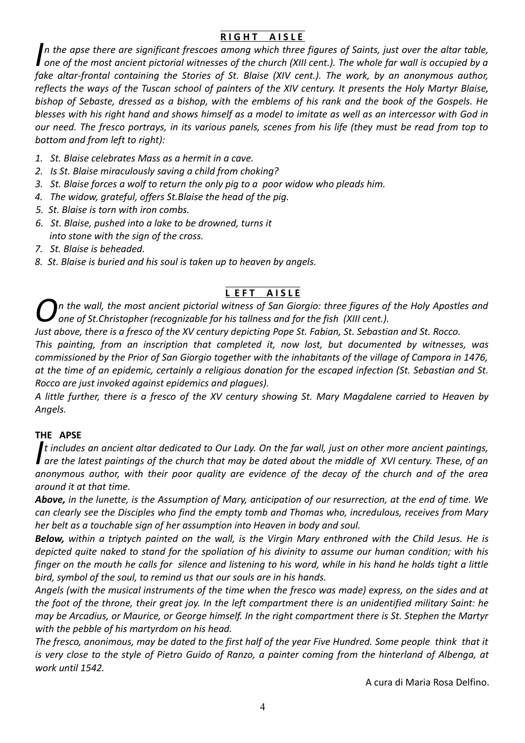## RIGHT AISLE

*In the apse there are significant frescoes among which three figures of Saints, just over the altar table, one of the most ancient pictorial witnesses of the church (XIII cent.). The whole far wall is occupied by a fake altar-frontal containing the Stories of St. Blaise (XIV cent.). The work, by an anonymous author, reflects the ways of the Tuscan school of painters of the XIV century. It presents the Holy Martyr Blaise, bishop of Sebaste, dressed as a bishop, with the emblems of his rank and the book of the Gospels. He blesses with his right hand and shows himself as a model to imitate as well as an intercessor with God in our need. The fresco portrays, in its various panels, scenes from his life (they must be read from top to bottom and from left to right):*

1. *St. Blaise celebrates Mass as a hermit in a cave.*
2. *Is St. Blaise miraculously saving a child from choking?*
3. *St. Blaise forces a wolf to return the only pig to a poor widow who pleads him.*
4. *The widow, grateful, offers St.Blaise the head of the pig.*
5. *St. Blaise is torn with iron combs.*
6. *St. Blaise, pushed into a lake to be drowned, turns it into stone with the sign of the cross.*
7. *St. Blaise is beheaded.*
8. *St. Blaise is buried and his soul is taken up to heaven by angels.*

## LEFT AISLE

*On the wall, the most ancient pictorial witness of San Giorgio: three figures of the Holy Apostles and one of St.Christopher (recognizable for his tallness and for the fish (XIII cent.).*

*Just above, there is a fresco of the XV century depicting Pope St. Fabian, St. Sebastian and St. Rocco.*

*This painting, from an inscription that completed it, now lost, but documented by witnesses, was commissioned by the Prior of San Giorgio together with the inhabitants of the village of Campora in 1476, at the time of an epidemic, certainly a religious donation for the escaped infection (St. Sebastian and St. Rocco are just invoked against epidemics and plagues).*

*A little further, there is a fresco of the XV century showing St. Mary Magdalene carried to Heaven by Angels.*

**THE APSE**

*It includes an ancient altar dedicated to Our Lady. On the far wall, just on other more ancient paintings, are the latest paintings of the church that may be dated about the middle of XVI century. These, of an anonymous author, with their poor quality are evidence of the decay of the church and of the area around it at that time.*

***Above,** in the lunette, is the Assumption of Mary, anticipation of our resurrection, at the end of time. We can clearly see the Disciples who find the empty tomb and Thomas who, incredulous, receives from Mary her belt as a touchable sign of her assumption into Heaven in body and soul.*

***Below,** within a triptych painted on the wall, is the Virgin Mary enthroned with the Child Jesus. He is depicted quite naked to stand for the spoliation of his divinity to assume our human condition; with his finger on the mouth he calls for silence and listening to his word, while in his hand he holds tight a little bird, symbol of the soul, to remind us that our souls are in his hands.*

*Angels (with the musical instruments of the time when the fresco was made) express, on the sides and at the foot of the throne, their great joy. In the left compartment there is an unidentified military Saint: he may be Arcadius, or Maurice, or George himself. In the right compartment there is St. Stephen the Martyr with the pebble of his martyrdom on his head.*

*The fresco, anonimous, may be dated to the first half of the year Five Hundred. Some people think that it is very close to the style of Pietro Guido of Ranzo, a painter coming from the hinterland of Albenga, at work until 1542.*

A cura di Maria Rosa Delfino.